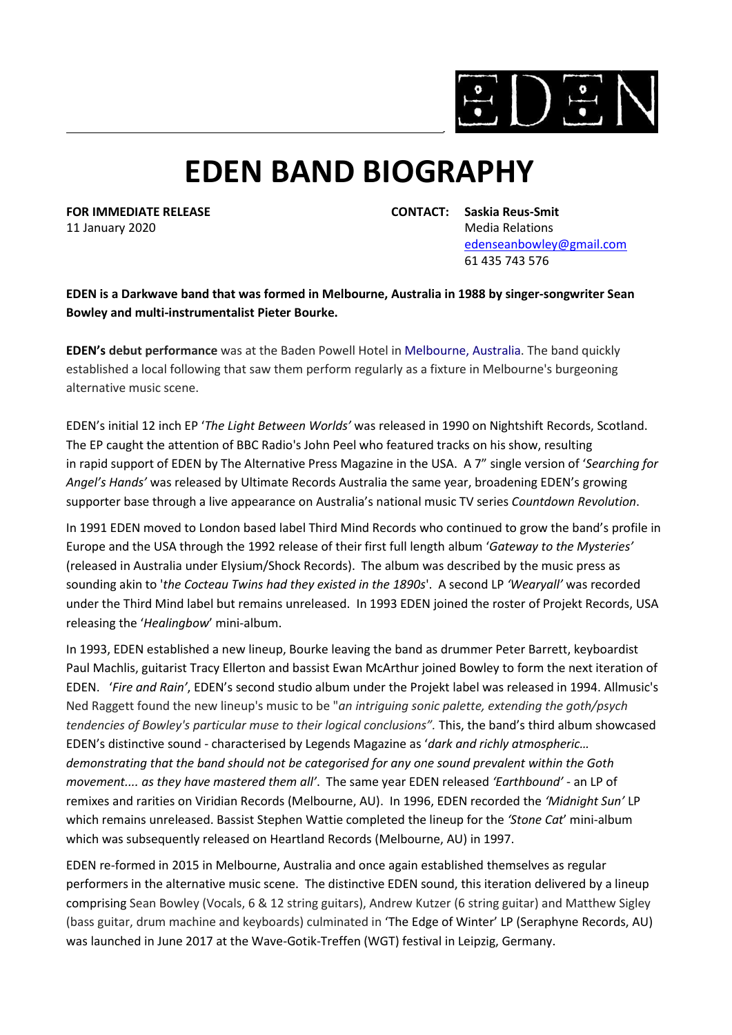# EDEN BAND BIOGRAPHY

**FOR IMMEDIATE RELEASE**
11 January 2020

**CONTACT: Saskia Reus-Smit**
Media Relations
edenseanbowley@gmail.com
61 435 743 576

**EDEN is a Darkwave band that was formed in Melbourne, Australia in 1988 by singer-songwriter Sean Bowley and multi-instrumentalist Pieter Bourke.**

**EDEN's debut performance** was at the Baden Powell Hotel in Melbourne, Australia. The band quickly established a local following that saw them perform regularly as a fixture in Melbourne's burgeoning alternative music scene.

EDEN's initial 12 inch EP '*The Light Between Worlds*' was released in 1990 on Nightshift Records, Scotland. The EP caught the attention of BBC Radio's John Peel who featured tracks on his show, resulting in rapid support of EDEN by The Alternative Press Magazine in the USA. A 7" single version of '*Searching for Angel's Hands*' was released by Ultimate Records Australia the same year, broadening EDEN's growing supporter base through a live appearance on Australia's national music TV series *Countdown Revolution*.

In 1991 EDEN moved to London based label Third Mind Records who continued to grow the band's profile in Europe and the USA through the 1992 release of their first full length album '*Gateway to the Mysteries*' (released in Australia under Elysium/Shock Records). The album was described by the music press as sounding akin to '*the Cocteau Twins had they existed in the 1890s*'. A second LP *'Wearyall'* was recorded under the Third Mind label but remains unreleased. In 1993 EDEN joined the roster of Projekt Records, USA releasing the '*Healingbow*' mini-album.

In 1993, EDEN established a new lineup, Bourke leaving the band as drummer Peter Barrett, keyboardist Paul Machlis, guitarist Tracy Ellerton and bassist Ewan McArthur joined Bowley to form the next iteration of EDEN. '*Fire and Rain'*, EDEN's second studio album under the Projekt label was released in 1994. Allmusic's Ned Raggett found the new lineup's music to be "*an intriguing sonic palette, extending the goth/psych tendencies of Bowley's particular muse to their logical conclusions".* This, the band's third album showcased EDEN's distinctive sound - characterised by Legends Magazine as '*dark and richly atmospheric… demonstrating that the band should not be categorised for any one sound prevalent within the Goth movement.... as they have mastered them all'*. The same year EDEN released *'Earthbound'* - an LP of remixes and rarities on Viridian Records (Melbourne, AU). In 1996, EDEN recorded the *'Midnight Sun'* LP which remains unreleased. Bassist Stephen Wattie completed the lineup for the *'Stone Cat*' mini-album which was subsequently released on Heartland Records (Melbourne, AU) in 1997.

EDEN re-formed in 2015 in Melbourne, Australia and once again established themselves as regular performers in the alternative music scene. The distinctive EDEN sound, this iteration delivered by a lineup comprising Sean Bowley (Vocals, 6 & 12 string guitars), Andrew Kutzer (6 string guitar) and Matthew Sigley (bass guitar, drum machine and keyboards) culminated in 'The Edge of Winter' LP (Seraphyne Records, AU) was launched in June 2017 at the Wave-Gotik-Treffen (WGT) festival in Leipzig, Germany.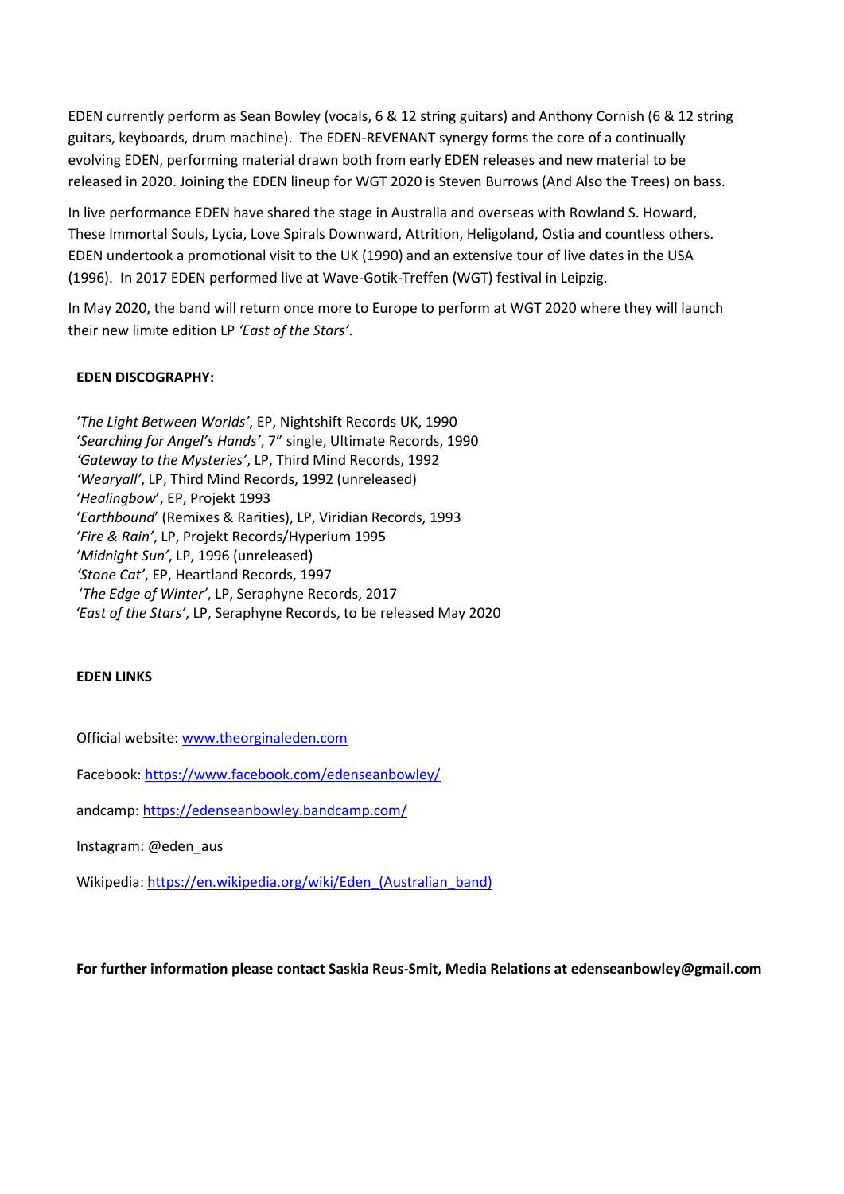EDEN currently perform as Sean Bowley (vocals, 6 & 12 string guitars) and Anthony Cornish (6 & 12 string guitars, keyboards, drum machine). The EDEN-REVENANT synergy forms the core of a continually evolving EDEN, performing material drawn both from early EDEN releases and new material to be released in 2020. Joining the EDEN lineup for WGT 2020 is Steven Burrows (And Also the Trees) on bass.

In live performance EDEN have shared the stage in Australia and overseas with Rowland S. Howard, These Immortal Souls, Lycia, Love Spirals Downward, Attrition, Heligoland, Ostia and countless others. EDEN undertook a promotional visit to the UK (1990) and an extensive tour of live dates in the USA (1996). In 2017 EDEN performed live at Wave-Gotik-Treffen (WGT) festival in Leipzig.

In May 2020, the band will return once more to Europe to perform at WGT 2020 where they will launch their new limite edition LP *'East of the Stars'*.

**EDEN DISCOGRAPHY:**

'*The Light Between Worlds'*, EP, Nightshift Records UK, 1990
'*Searching for Angel's Hands'*, 7" single, Ultimate Records, 1990
*'Gateway to the Mysteries'*, LP, Third Mind Records, 1992
*'Wearyall'*, LP, Third Mind Records, 1992 (unreleased)
'*Healingbow*', EP, Projekt 1993
'*Earthbound*' (Remixes & Rarities), LP, Viridian Records, 1993
'*Fire & Rain'*, LP, Projekt Records/Hyperium 1995
'*Midnight Sun'*, LP, 1996 (unreleased)
*'Stone Cat'*, EP, Heartland Records, 1997
'*The Edge of Winter'*, LP, Seraphyne Records, 2017
*'East of the Stars'*, LP, Seraphyne Records, to be released May 2020

**EDEN LINKS**

Official website: www.theorginaleden.com

Facebook: https://www.facebook.com/edenseanbowley/

andcamp: https://edenseanbowley.bandcamp.com/

Instagram: @eden_aus

Wikipedia: https://en.wikipedia.org/wiki/Eden_(Australian_band)

**For further information please contact Saskia Reus-Smit, Media Relations at edenseanbowley@gmail.com**